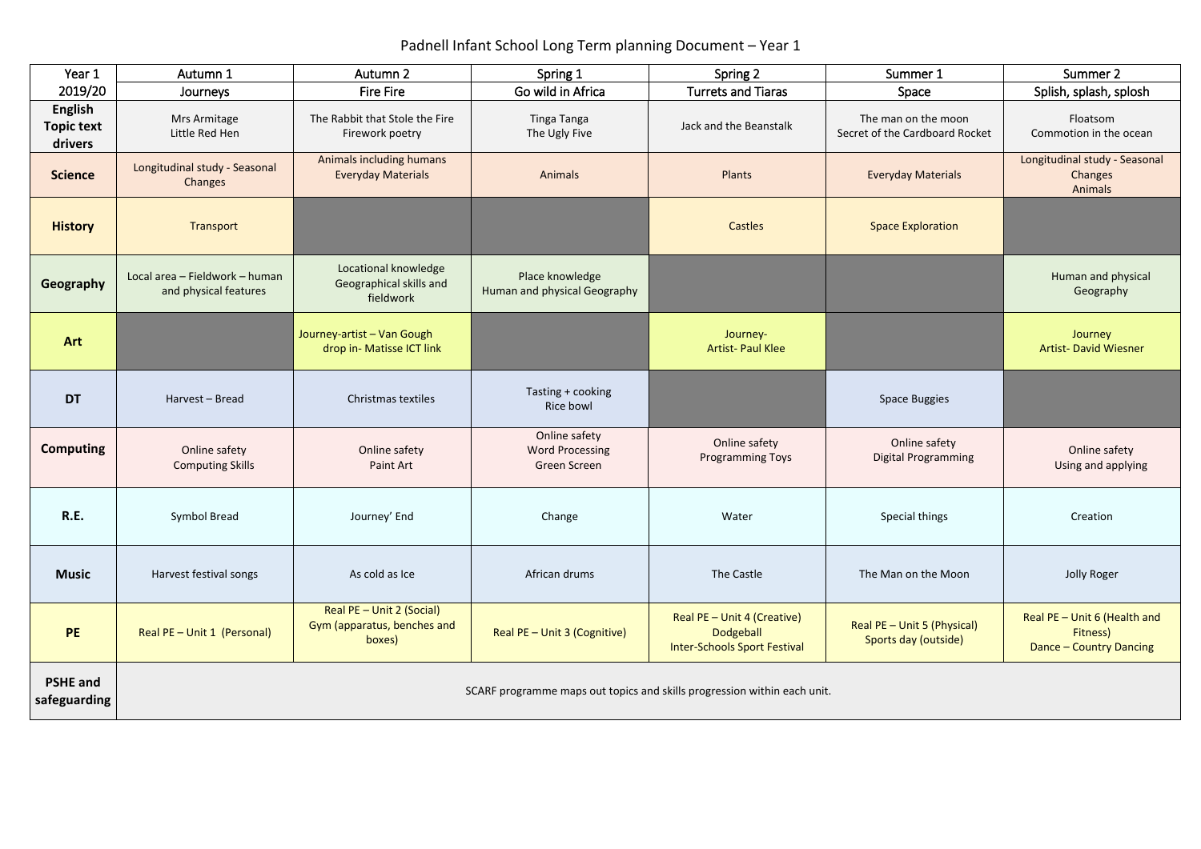# Padnell Infant School Long Term planning Document – Year 1

| Year 1 2019/20 | Autumn 1 Journeys | Autumn 2 Fire Fire | Spring 1 Go wild in Africa | Spring 2 Turrets and Tiaras | Summer 1 Space | Summer 2 Splish, splash, splosh |
|---|---|---|---|---|---|---|
| **English Topic text drivers** | Mrs Armitage<br>Little Red Hen | The Rabbit that Stole the Fire<br>Firework poetry | Tinga Tanga<br>The Ugly Five | Jack and the Beanstalk | The man on the moon<br>Secret of the Cardboard Rocket | Floatsom<br>Commotion in the ocean |
| **Science** | Longitudinal study - Seasonal Changes | Animals including humans<br>Everyday Materials | Animals | Plants | Everyday Materials | Longitudinal study - Seasonal Changes<br>Animals |
| **History** | Transport | | | Castles | Space Exploration | |
| **Geography** | Local area – Fieldwork – human and physical features | Locational knowledge<br>Geographical skills and fieldwork | Place knowledge<br>Human and physical Geography | | | Human and physical Geography |
| **Art** | | Journey-artist – Van Gough<br>drop in- Matisse ICT link | | Journey-<br>Artist- Paul Klee | | Journey<br>Artist- David Wiesner |
| **DT** | Harvest – Bread | Christmas textiles | Tasting + cooking<br>Rice bowl | | Space Buggies | |
| **Computing** | Online safety<br>Computing Skills | Online safety<br>Paint Art | Online safety<br>Word Processing<br>Green Screen | Online safety<br>Programming Toys | Online safety<br>Digital Programming | Online safety<br>Using and applying |
| **R.E.** | Symbol Bread | Journey' End | Change | Water | Special things | Creation |
| **Music** | Harvest festival songs | As cold as Ice | African drums | The Castle | The Man on the Moon | Jolly Roger |
| **PE** | Real PE – Unit 1 (Personal) | Real PE – Unit 2 (Social)<br>Gym (apparatus, benches and boxes) | Real PE – Unit 3 (Cognitive) | Real PE – Unit 4 (Creative)<br>Dodgeball<br>Inter-Schools Sport Festival | Real PE – Unit 5 (Physical)<br>Sports day (outside) | Real PE – Unit 6 (Health and Fitness)<br>Dance – Country Dancing |
| **PSHE and safeguarding** | SCARF programme maps out topics and skills progression within each unit. | | | | | |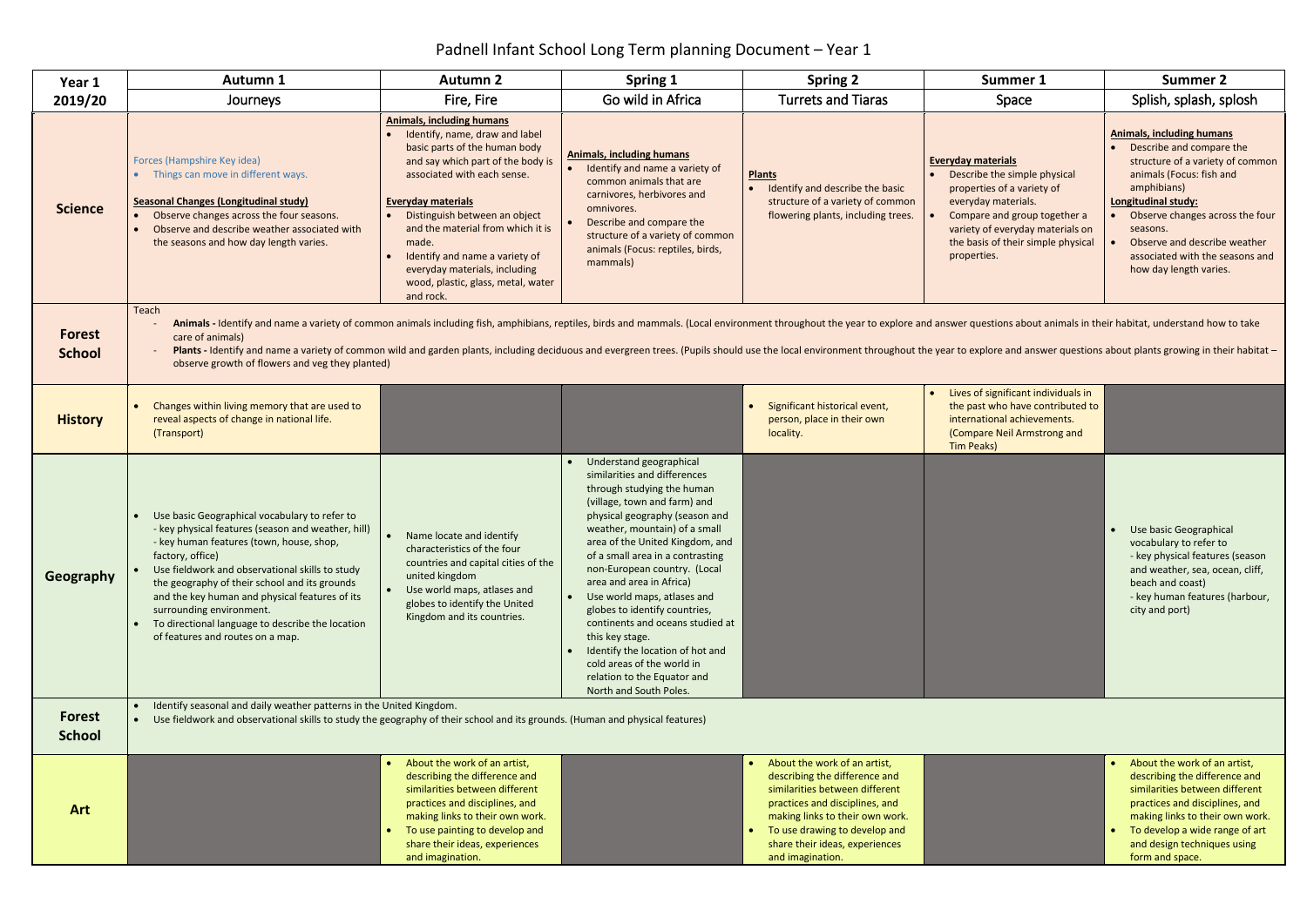# Padnell Infant School Long Term planning Document – Year 1

| Year 1 2019/20 | Autumn 1 Journeys | Autumn 2 Fire, Fire | Spring 1 Go wild in Africa | Spring 2 Turrets and Tiaras | Summer 1 Space | Summer 2 Splish, splash, splosh |
|---|---|---|---|---|---|---|
| **Science** | Forces (Hampshire Key idea)<br>• Things can move in different ways.<br><br>**Seasonal Changes (Longitudinal study)**<br>• Observe changes across the four seasons.<br>• Observe and describe weather associated with the seasons and how day length varies. | **Animals, including humans**<br>• Identify, name, draw and label basic parts of the human body and say which part of the body is associated with each sense.<br><br>**Everyday materials**<br>• Distinguish between an object and the material from which it is made.<br>• Identify and name a variety of everyday materials, including wood, plastic, glass, metal, water and rock. | **Animals, including humans**<br>• Identify and name a variety of common animals that are carnivores, herbivores and omnivores.<br>• Describe and compare the structure of a variety of common animals (Focus: reptiles, birds, mammals) | **Plants**<br>• Identify and describe the basic structure of a variety of common flowering plants, including trees. | **Everyday materials**<br>• Describe the simple physical properties of a variety of everyday materials.<br>• Compare and group together a variety of everyday materials on the basis of their simple physical properties. | **Animals, including humans**<br>• Describe and compare the structure of a variety of common animals (Focus: fish and amphibians)<br>**Longitudinal study:**<br>• Observe changes across the four seasons.<br>• Observe and describe weather associated with the seasons and how day length varies. |
| **Forest School** | Teach<br>- **Animals -** Identify and name a variety of common animals including fish, amphibians, reptiles, birds and mammals. (Local environment throughout the year to explore and answer questions about animals in their habitat, understand how to take care of animals)<br>- **Plants -** Identify and name a variety of common wild and garden plants, including deciduous and evergreen trees. (Pupils should use the local environment throughout the year to explore and answer questions about plants growing in their habitat – observe growth of flowers and veg they planted) | | | | | |
| **History** | • Changes within living memory that are used to reveal aspects of change in national life. (Transport) | | | • Significant historical event, person, place in their own locality. | • Lives of significant individuals in the past who have contributed to international achievements. (Compare Neil Armstrong and Tim Peaks) | |
| **Geography** | • Use basic Geographical vocabulary to refer to<br>- key physical features (season and weather, hill)<br>- key human features (town, house, shop, factory, office)<br>• Use fieldwork and observational skills to study the geography of their school and its grounds and the key human and physical features of its surrounding environment.<br>• To directional language to describe the location of features and routes on a map. | • Name locate and identify characteristics of the four countries and capital cities of the united kingdom<br>• Use world maps, atlases and globes to identify the United Kingdom and its countries. | • Understand geographical similarities and differences through studying the human (village, town and farm) and physical geography (season and weather, mountain) of a small area of the United Kingdom, and of a small area in a contrasting non-European country. (Local area and area in Africa)<br>• Use world maps, atlases and globes to identify countries, continents and oceans studied at this key stage.<br>• Identify the location of hot and cold areas of the world in relation to the Equator and North and South Poles. | | | • Use basic Geographical vocabulary to refer to<br>- key physical features (season and weather, sea, ocean, cliff, beach and coast)<br>- key human features (harbour, city and port) |
| **Forest School** | • Identify seasonal and daily weather patterns in the United Kingdom.<br>• Use fieldwork and observational skills to study the geography of their school and its grounds. (Human and physical features) | | | | | |
| **Art** | | • About the work of an artist, describing the difference and similarities between different practices and disciplines, and making links to their own work.<br>• To use painting to develop and share their ideas, experiences and imagination. | | • About the work of an artist, describing the difference and similarities between different practices and disciplines, and making links to their own work.<br>• To use drawing to develop and share their ideas, experiences and imagination. | | • About the work of an artist, describing the difference and similarities between different practices and disciplines, and making links to their own work.<br>• To develop a wide range of art and design techniques using form and space. |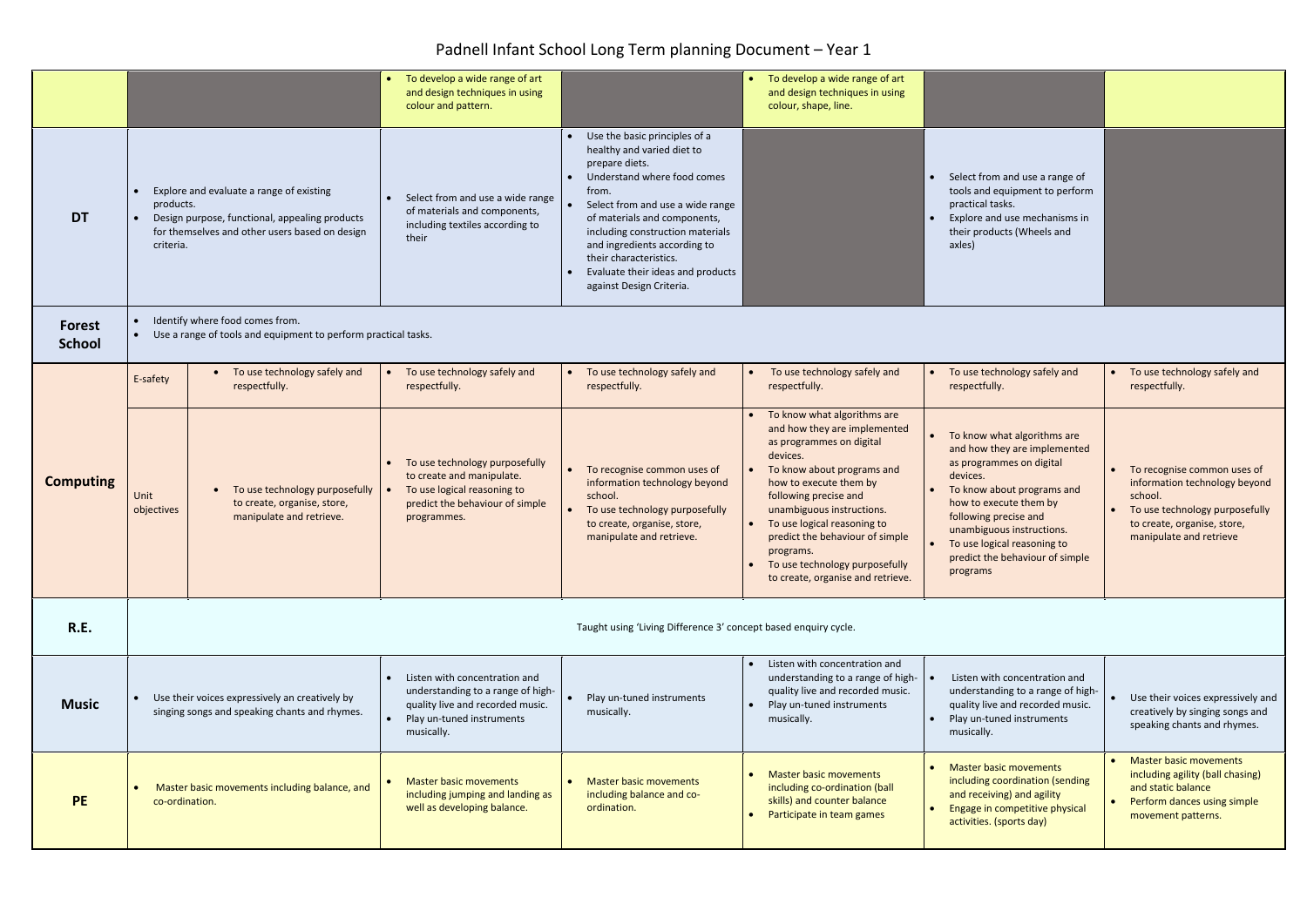# Padnell Infant School Long Term planning Document – Year 1

| | | | | | | | |
|---|---|---|---|---|---|---|---|
| | | | • To develop a wide range of art and design techniques in using colour and pattern. | | • To develop a wide range of art and design techniques in using colour, shape, line. | | |
| **DT** | • Explore and evaluate a range of existing products.<br>• Design purpose, functional, appealing products for themselves and other users based on design criteria. | | • Select from and use a wide range of materials and components, including textiles according to their | • Use the basic principles of a healthy and varied diet to prepare diets.<br>• Understand where food comes from.<br>• Select from and use a wide range of materials and components, including construction materials and ingredients according to their characteristics.<br>• Evaluate their ideas and products against Design Criteria. | | • Select from and use a range of tools and equipment to perform practical tasks.<br>• Explore and use mechanisms in their products (Wheels and axles) | |
| **Forest School** | • Identify where food comes from.<br>• Use a range of tools and equipment to perform practical tasks. | | | | | | |
| **Computing** | E-safety | • To use technology safely and respectfully. | • To use technology safely and respectfully. | • To use technology safely and respectfully. | • To use technology safely and respectfully. | • To use technology safely and respectfully. | • To use technology safely and respectfully. |
| | Unit objectives | • To use technology purposefully to create, organise, store, manipulate and retrieve. | • To use technology purposefully to create and manipulate.<br>• To use logical reasoning to predict the behaviour of simple programmes. | • To recognise common uses of information technology beyond school.<br>• To use technology purposefully to create, organise, store, manipulate and retrieve. | • To know what algorithms are and how they are implemented as programmes on digital devices.<br>• To know about programs and how to execute them by following precise and unambiguous instructions.<br>• To use logical reasoning to predict the behaviour of simple programs.<br>• To use technology purposefully to create, organise and retrieve. | • To know what algorithms are and how they are implemented as programmes on digital devices.<br>• To know about programs and how to execute them by following precise and unambiguous instructions.<br>• To use logical reasoning to predict the behaviour of simple programs | • To recognise common uses of information technology beyond school.<br>• To use technology purposefully to create, organise, store, manipulate and retrieve |
| **R.E.** | Taught using 'Living Difference 3' concept based enquiry cycle. | | | | | | |
| **Music** | • Use their voices expressively an creatively by singing songs and speaking chants and rhymes. | | • Listen with concentration and understanding to a range of high-quality live and recorded music.<br>• Play un-tuned instruments musically. | • Play un-tuned instruments musically. | • Listen with concentration and understanding to a range of high-quality live and recorded music.<br>• Play un-tuned instruments musically. | • Listen with concentration and understanding to a range of high-quality live and recorded music.<br>• Play un-tuned instruments musically. | • Use their voices expressively and creatively by singing songs and speaking chants and rhymes. |
| **PE** | • Master basic movements including balance, and co-ordination. | | • Master basic movements including jumping and landing as well as developing balance. | • Master basic movements including balance and co-ordination. | • Master basic movements including co-ordination (ball skills) and counter balance<br>• Participate in team games | • Master basic movements including coordination (sending and receiving) and agility<br>• Engage in competitive physical activities. (sports day) | • Master basic movements including agility (ball chasing) and static balance<br>• Perform dances using simple movement patterns. |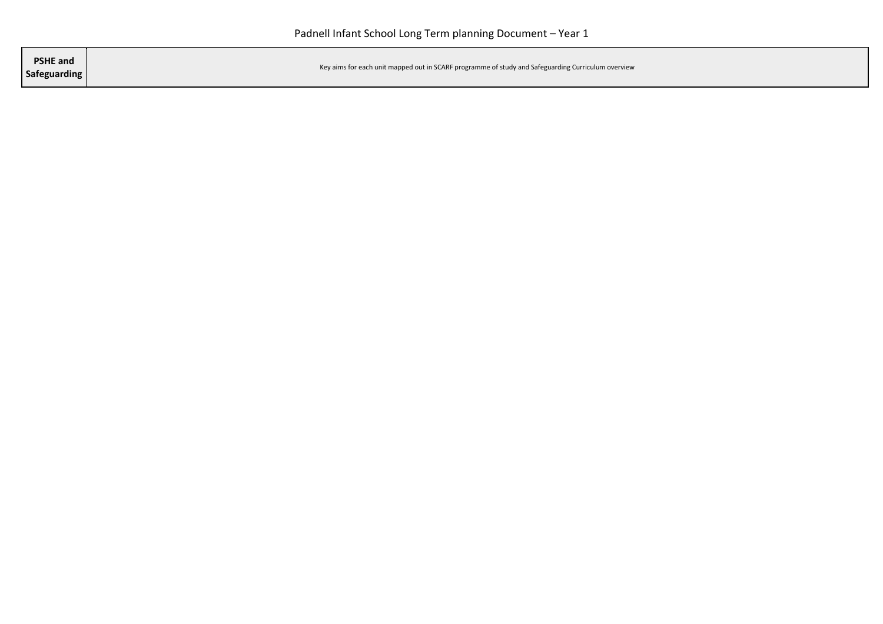| | |
|---|---|
| **PSHE and Safeguarding** | Key aims for each unit mapped out in SCARF programme of study and Safeguarding Curriculum overview |